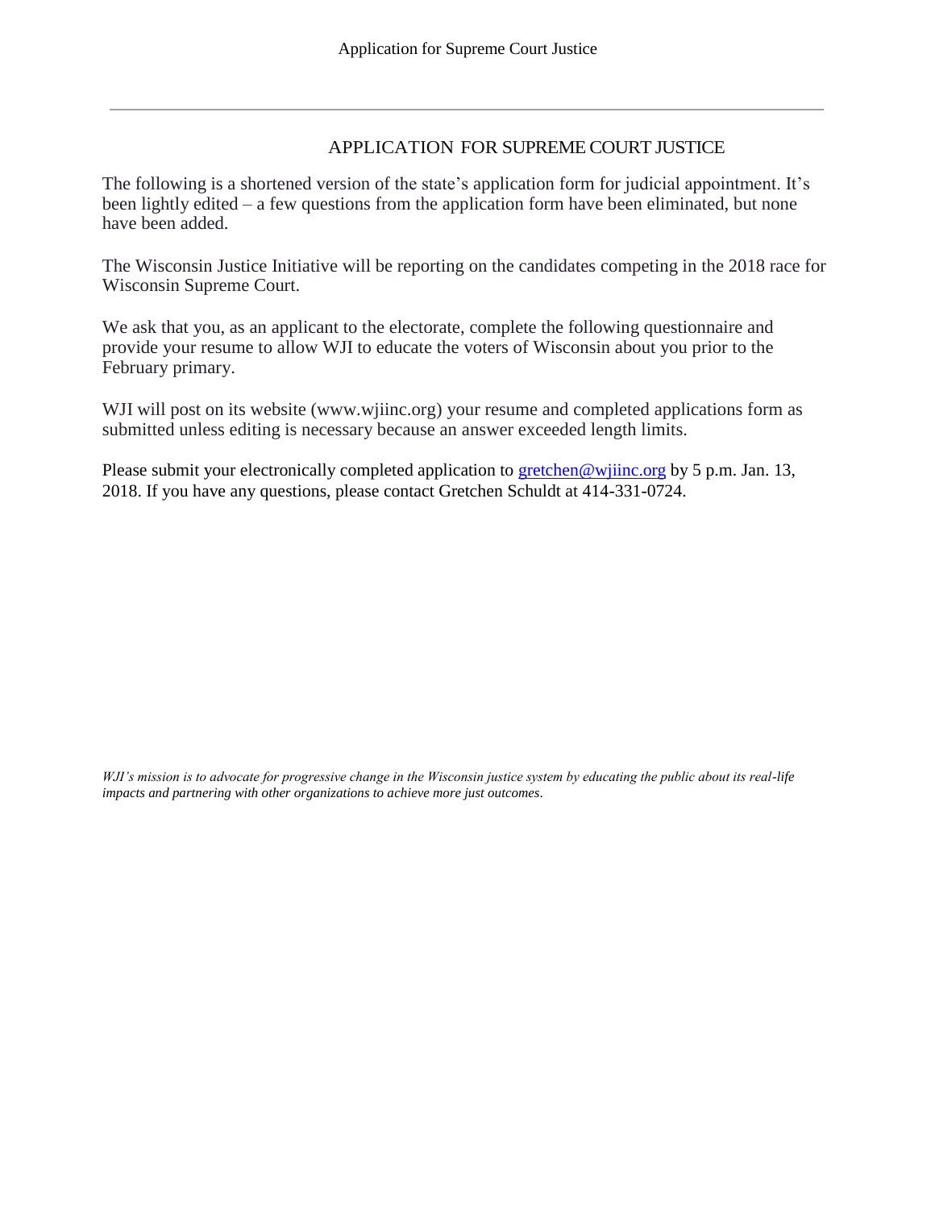# APPLICATION FOR SUPREME COURT JUSTICE

The following is a shortened version of the state's application form for judicial appointment. It's been lightly edited – a few questions from the application form have been eliminated, but none have been added.

The Wisconsin Justice Initiative will be reporting on the candidates competing in the 2018 race for Wisconsin Supreme Court.

We ask that you, as an applicant to the electorate, complete the following questionnaire and provide your resume to allow WJI to educate the voters of Wisconsin about you prior to the February primary.

WJI will post on its website (www.wjiinc.org) your resume and completed applications form as submitted unless editing is necessary because an answer exceeded length limits.

Please submit your electronically completed application to gretchen@wjiinc.org by 5 p.m. Jan. 13, 2018. If you have any questions, please contact Gretchen Schuldt at 414-331-0724.

*WJI's mission is to advocate for progressive change in the Wisconsin justice system by educating the public about its real-life impacts and partnering with other organizations to achieve more just outcomes.*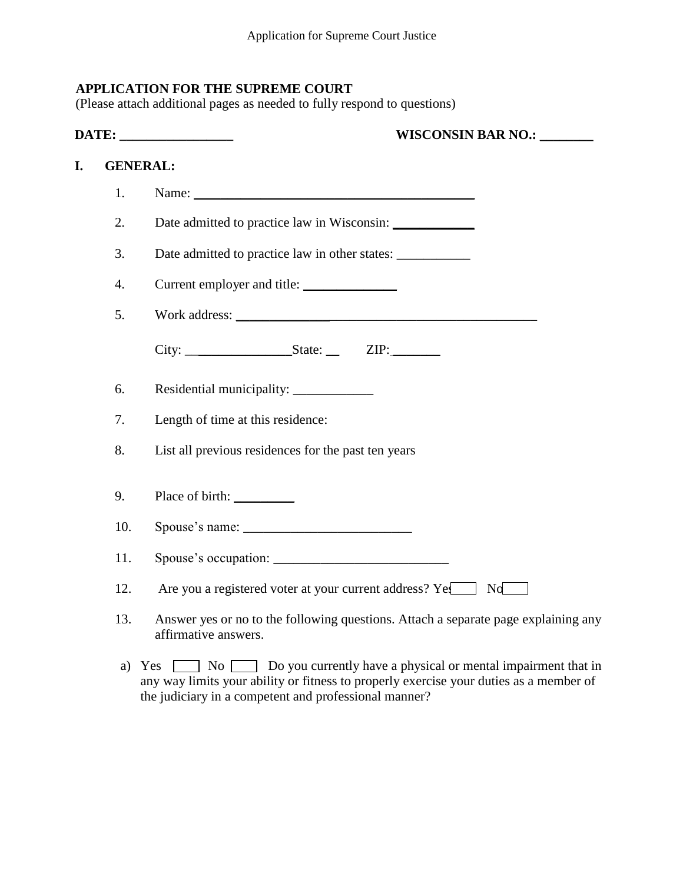**APPLICATION FOR THE SUPREME COURT**
(Please attach additional pages as needed to fully respond to questions)

**DATE: ________________** **WISCONSIN BAR NO.: ________**

**I. GENERAL:**

1. Name: ____________________________________________
2. Date admitted to practice law in Wisconsin: ____________
3. Date admitted to practice law in other states: ___________
4. Current employer and title: ______________
5. Work address: ______________________________________________

   City: ________________State: __ ZIP:_______

6. Residential municipality: ____________
7. Length of time at this residence:
8. List all previous residences for the past ten years
9. Place of birth: _________
10. Spouse's name: _________________________
11. Spouse's occupation: __________________________
12. Are you a registered voter at your current address? Yes ☐ No ☐
13. Answer yes or no to the following questions. Attach a separate page explaining any affirmative answers.

   a) Yes ☐ No ☐ Do you currently have a physical or mental impairment that in any way limits your ability or fitness to properly exercise your duties as a member of the judiciary in a competent and professional manner?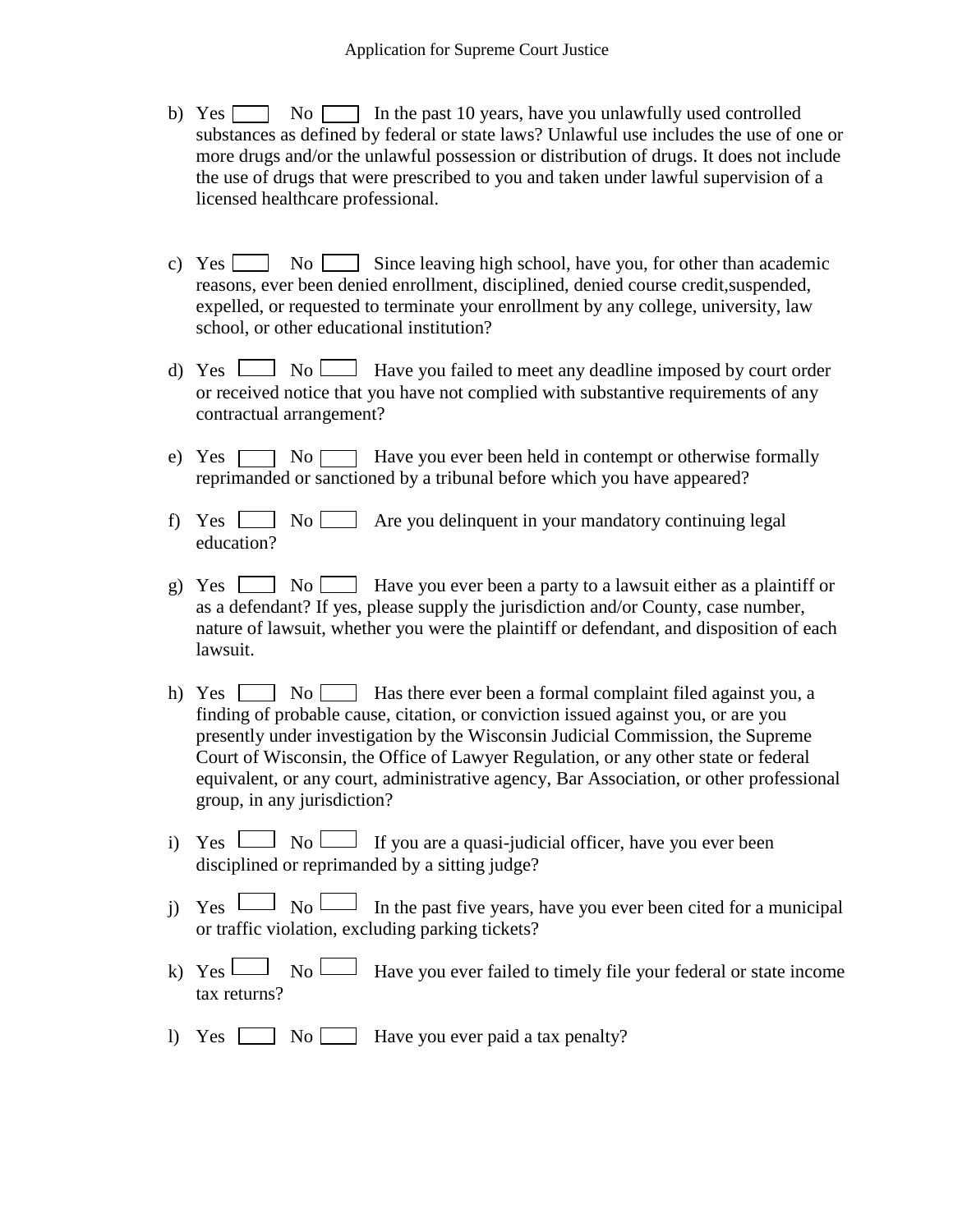b) Yes ☐ No ☐ In the past 10 years, have you unlawfully used controlled substances as defined by federal or state laws? Unlawful use includes the use of one or more drugs and/or the unlawful possession or distribution of drugs. It does not include the use of drugs that were prescribed to you and taken under lawful supervision of a licensed healthcare professional.

c) Yes ☐ No ☐ Since leaving high school, have you, for other than academic reasons, ever been denied enrollment, disciplined, denied course credit,suspended, expelled, or requested to terminate your enrollment by any college, university, law school, or other educational institution?

d) Yes ☐ No ☐ Have you failed to meet any deadline imposed by court order or received notice that you have not complied with substantive requirements of any contractual arrangement?

e) Yes ☐ No ☐ Have you ever been held in contempt or otherwise formally reprimanded or sanctioned by a tribunal before which you have appeared?

f) Yes ☐ No ☐ Are you delinquent in your mandatory continuing legal education?

g) Yes ☐ No ☐ Have you ever been a party to a lawsuit either as a plaintiff or as a defendant? If yes, please supply the jurisdiction and/or County, case number, nature of lawsuit, whether you were the plaintiff or defendant, and disposition of each lawsuit.

h) Yes ☐ No ☐ Has there ever been a formal complaint filed against you, a finding of probable cause, citation, or conviction issued against you, or are you presently under investigation by the Wisconsin Judicial Commission, the Supreme Court of Wisconsin, the Office of Lawyer Regulation, or any other state or federal equivalent, or any court, administrative agency, Bar Association, or other professional group, in any jurisdiction?

i) Yes ☐ No ☐ If you are a quasi-judicial officer, have you ever been disciplined or reprimanded by a sitting judge?

j) Yes ☐ No ☐ In the past five years, have you ever been cited for a municipal or traffic violation, excluding parking tickets?

k) Yes ☐ No ☐ Have you ever failed to timely file your federal or state income tax returns?

l) Yes ☐ No ☐ Have you ever paid a tax penalty?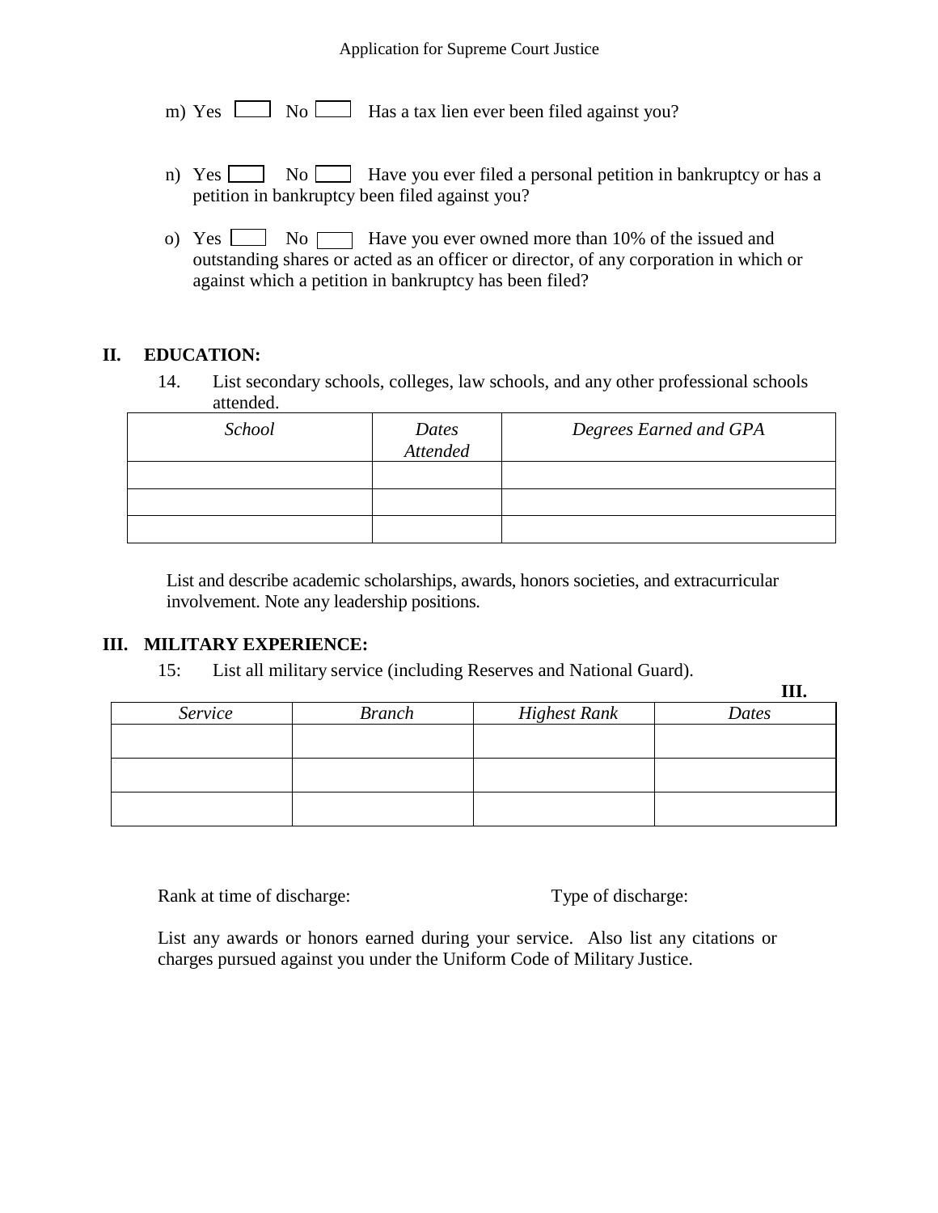m) Yes ☐ No ☐ Has a tax lien ever been filed against you?

n) Yes ☐ No ☐ Have you ever filed a personal petition in bankruptcy or has a petition in bankruptcy been filed against you?

o) Yes ☐ No ☐ Have you ever owned more than 10% of the issued and outstanding shares or acted as an officer or director, of any corporation in which or against which a petition in bankruptcy has been filed?

## II. EDUCATION:

14. List secondary schools, colleges, law schools, and any other professional schools attended.

| *School* | *Dates Attended* | *Degrees Earned and GPA* |
|---|---|---|
| | | |
| | | |
| | | |

List and describe academic scholarships, awards, honors societies, and extracurricular involvement. Note any leadership positions.

## III. MILITARY EXPERIENCE:

15: List all military service (including Reserves and National Guard).

**III.**

| *Service* | *Branch* | *Highest Rank* | *Dates* |
|---|---|---|---|
| | | | |
| | | | |
| | | | |

Rank at time of discharge: Type of discharge:

List any awards or honors earned during your service. Also list any citations or charges pursued against you under the Uniform Code of Military Justice.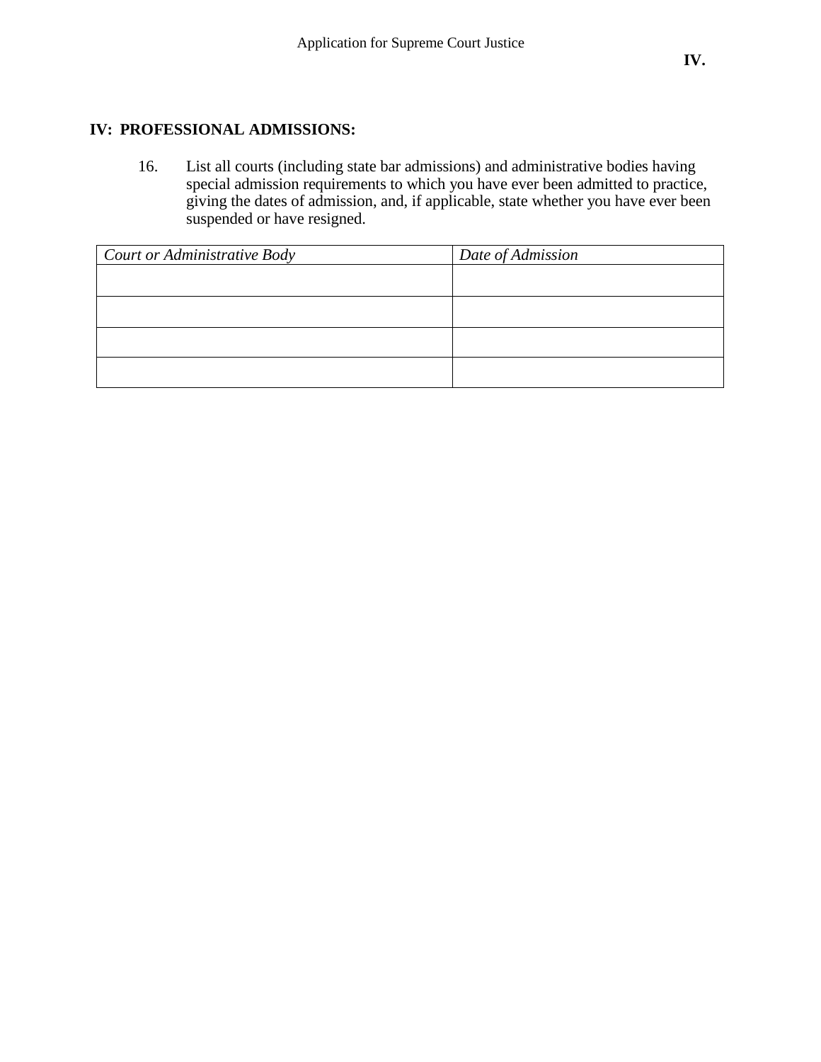## IV: PROFESSIONAL ADMISSIONS:

16. List all courts (including state bar admissions) and administrative bodies having special admission requirements to which you have ever been admitted to practice, giving the dates of admission, and, if applicable, state whether you have ever been suspended or have resigned.

| *Court or Administrative Body* | *Date of Admission* |
|---|---|
| | |
| | |
| | |
| | |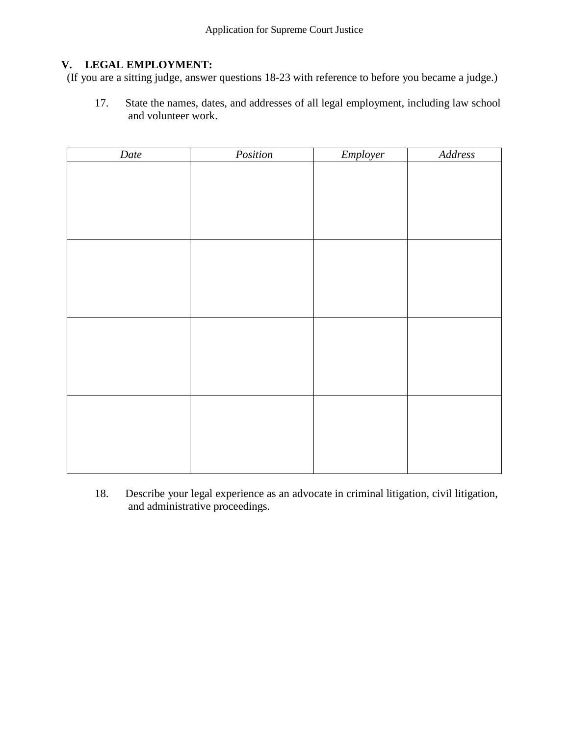## V. LEGAL EMPLOYMENT:

(If you are a sitting judge, answer questions 18-23 with reference to before you became a judge.)

17. State the names, dates, and addresses of all legal employment, including law school and volunteer work.

| *Date* | *Position* | *Employer* | *Address* |
|---|---|---|---|
| | | | |
| | | | |
| | | | |
| | | | |

18. Describe your legal experience as an advocate in criminal litigation, civil litigation, and administrative proceedings.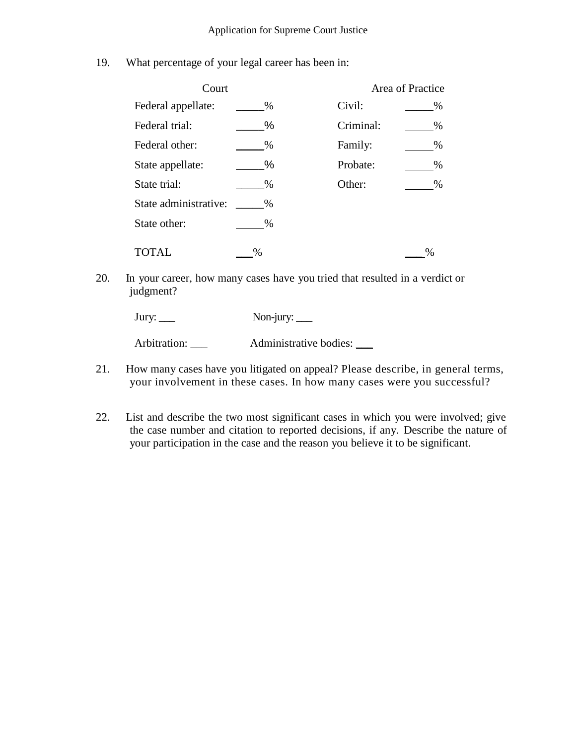19. What percentage of your legal career has been in:

| Court | | Area of Practice | |
|---|---|---|---|
| Federal appellate: | _____% | Civil: | _____% |
| Federal trial: | _____% | Criminal: | _____% |
| Federal other: | _____% | Family: | _____% |
| State appellate: | _____% | Probate: | _____% |
| State trial: | _____% | Other: | _____% |
| State administrative: | _____% | | |
| State other: | _____% | | |
| TOTAL | ___% | | ___% |

20. In your career, how many cases have you tried that resulted in a verdict or judgment?

Jury: ___ Non-jury: ___

Arbitration: ___ Administrative bodies: ___

21. How many cases have you litigated on appeal? Please describe, in general terms, your involvement in these cases. In how many cases were you successful?

22. List and describe the two most significant cases in which you were involved; give the case number and citation to reported decisions, if any. Describe the nature of your participation in the case and the reason you believe it to be significant.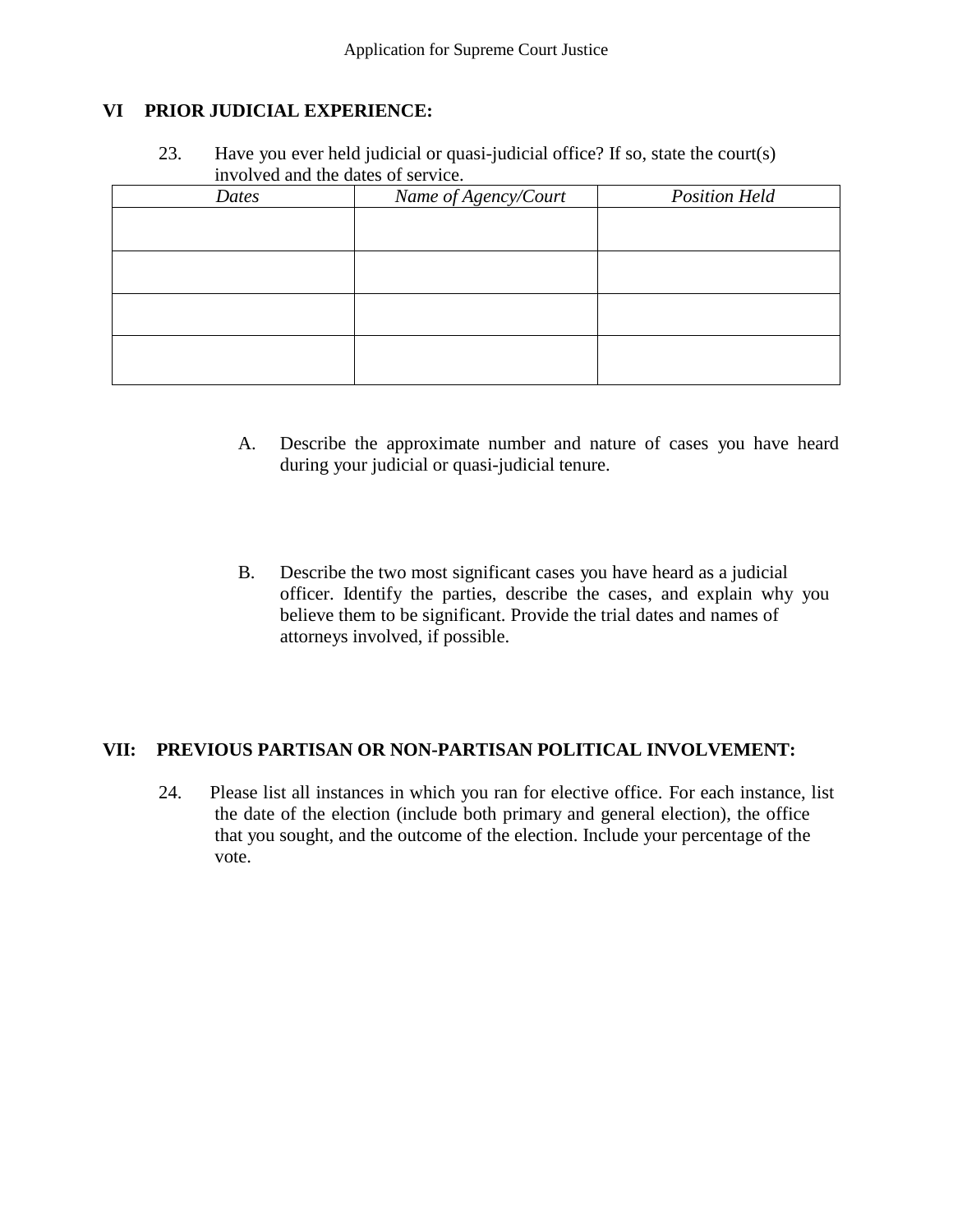## VI PRIOR JUDICIAL EXPERIENCE:

23. Have you ever held judicial or quasi-judicial office? If so, state the court(s) involved and the dates of service.

| *Dates* | *Name of Agency/Court* | *Position Held* |
|---|---|---|
| | | |
| | | |
| | | |
| | | |

A. Describe the approximate number and nature of cases you have heard during your judicial or quasi-judicial tenure.

B. Describe the two most significant cases you have heard as a judicial officer. Identify the parties, describe the cases, and explain why you believe them to be significant. Provide the trial dates and names of attorneys involved, if possible.

## VII: PREVIOUS PARTISAN OR NON-PARTISAN POLITICAL INVOLVEMENT:

24. Please list all instances in which you ran for elective office. For each instance, list the date of the election (include both primary and general election), the office that you sought, and the outcome of the election. Include your percentage of the vote.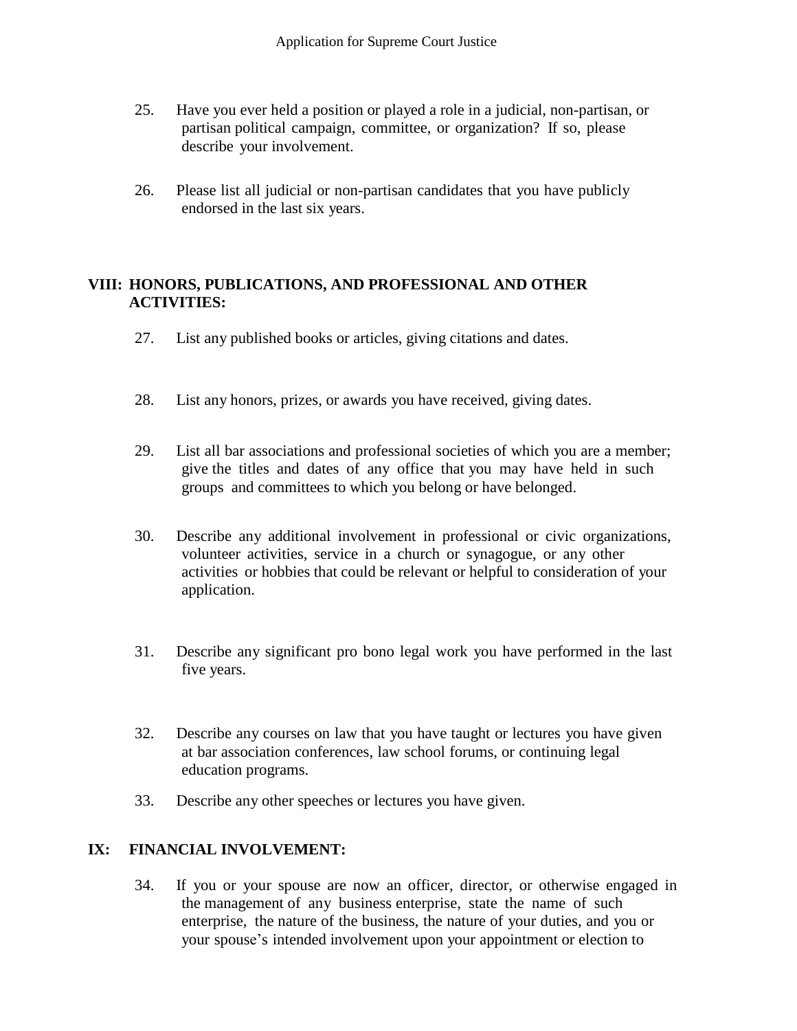25. Have you ever held a position or played a role in a judicial, non-partisan, or partisan political campaign, committee, or organization? If so, please describe your involvement.

26. Please list all judicial or non-partisan candidates that you have publicly endorsed in the last six years.

## VIII: HONORS, PUBLICATIONS, AND PROFESSIONAL AND OTHER ACTIVITIES:

27. List any published books or articles, giving citations and dates.

28. List any honors, prizes, or awards you have received, giving dates.

29. List all bar associations and professional societies of which you are a member; give the titles and dates of any office that you may have held in such groups and committees to which you belong or have belonged.

30. Describe any additional involvement in professional or civic organizations, volunteer activities, service in a church or synagogue, or any other activities or hobbies that could be relevant or helpful to consideration of your application.

31. Describe any significant pro bono legal work you have performed in the last five years.

32. Describe any courses on law that you have taught or lectures you have given at bar association conferences, law school forums, or continuing legal education programs.

33. Describe any other speeches or lectures you have given.

## IX: FINANCIAL INVOLVEMENT:

34. If you or your spouse are now an officer, director, or otherwise engaged in the management of any business enterprise, state the name of such enterprise, the nature of the business, the nature of your duties, and you or your spouse's intended involvement upon your appointment or election to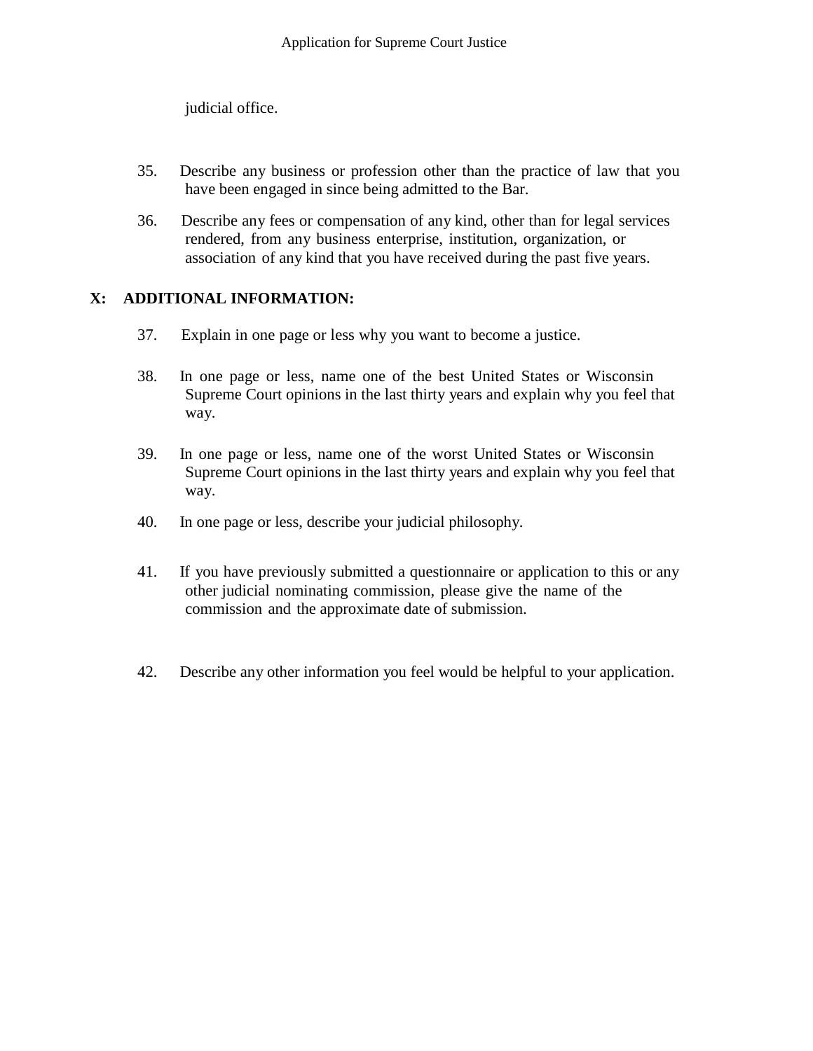judicial office.

35. Describe any business or profession other than the practice of law that you have been engaged in since being admitted to the Bar.

36. Describe any fees or compensation of any kind, other than for legal services rendered, from any business enterprise, institution, organization, or association of any kind that you have received during the past five years.

## X: ADDITIONAL INFORMATION:

37. Explain in one page or less why you want to become a justice.

38. In one page or less, name one of the best United States or Wisconsin Supreme Court opinions in the last thirty years and explain why you feel that way.

39. In one page or less, name one of the worst United States or Wisconsin Supreme Court opinions in the last thirty years and explain why you feel that way.

40. In one page or less, describe your judicial philosophy.

41. If you have previously submitted a questionnaire or application to this or any other judicial nominating commission, please give the name of the commission and the approximate date of submission.

42. Describe any other information you feel would be helpful to your application.